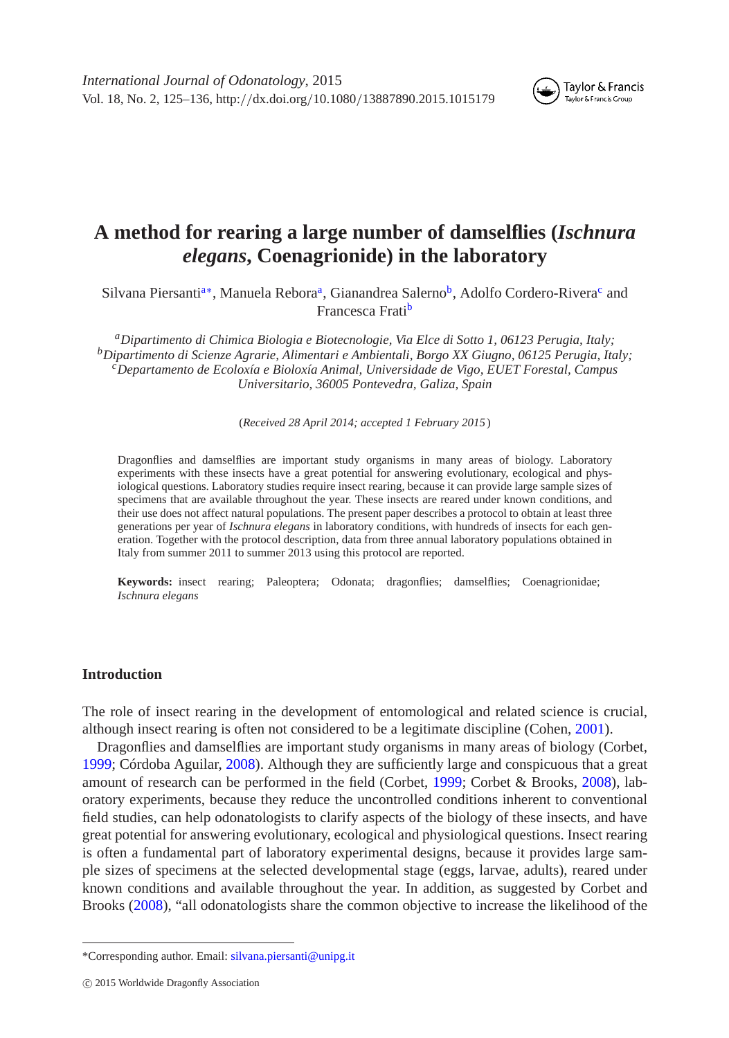# A method for rearing a large number of damselflies (*Ischnura elegans*, Coenagrionide) in the laboratory

Silvana Piersanti[a*], Manuela Rebora[a], Gianandrea Salerno[b], Adolfo Cordero-Rivera[c] and Francesca Frati[b]

[a]*Dipartimento di Chimica Biologia e Biotecnologie, Via Elce di Sotto 1, 06123 Perugia, Italy;* [b]*Dipartimento di Scienze Agrarie, Alimentari e Ambientali, Borgo XX Giugno, 06125 Perugia, Italy;* [c]*Departamento de Ecoloxía e Bioloxía Animal, Universidade de Vigo, EUET Forestal, Campus Universitario, 36005 Pontevedra, Galiza, Spain*

(*Received 28 April 2014; accepted 1 February 2015*)

Dragonflies and damselflies are important study organisms in many areas of biology. Laboratory experiments with these insects have a great potential for answering evolutionary, ecological and physiological questions. Laboratory studies require insect rearing, because it can provide large sample sizes of specimens that are available throughout the year. These insects are reared under known conditions, and their use does not affect natural populations. The present paper describes a protocol to obtain at least three generations per year of *Ischnura elegans* in laboratory conditions, with hundreds of insects for each generation. Together with the protocol description, data from three annual laboratory populations obtained in Italy from summer 2011 to summer 2013 using this protocol are reported.

**Keywords:** insect rearing; Paleoptera; Odonata; dragonflies; damselflies; Coenagrionidae; *Ischnura elegans*

## Introduction

The role of insect rearing in the development of entomological and related science is crucial, although insect rearing is often not considered to be a legitimate discipline (Cohen, 2001).

Dragonflies and damselflies are important study organisms in many areas of biology (Corbet, 1999; Córdoba Aguilar, 2008). Although they are sufficiently large and conspicuous that a great amount of research can be performed in the field (Corbet, 1999; Corbet & Brooks, 2008), laboratory experiments, because they reduce the uncontrolled conditions inherent to conventional field studies, can help odonatologists to clarify aspects of the biology of these insects, and have great potential for answering evolutionary, ecological and physiological questions. Insect rearing is often a fundamental part of laboratory experimental designs, because it provides large sample sizes of specimens at the selected developmental stage (eggs, larvae, adults), reared under known conditions and available throughout the year. In addition, as suggested by Corbet and Brooks (2008), "all odonatologists share the common objective to increase the likelihood of the

---

*Corresponding author. Email: silvana.piersanti@unipg.it

© 2015 Worldwide Dragonfly Association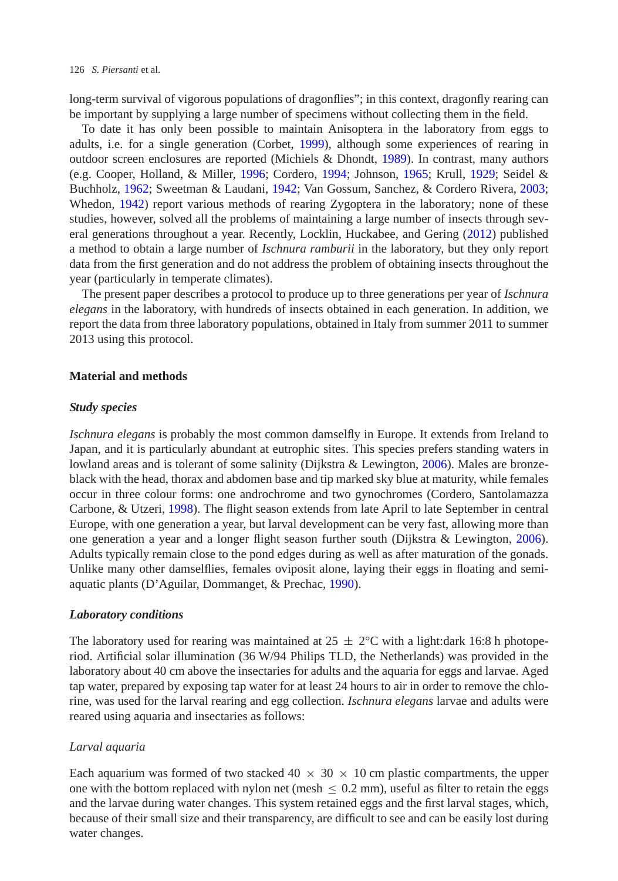long-term survival of vigorous populations of dragonflies"; in this context, dragonfly rearing can be important by supplying a large number of specimens without collecting them in the field.

To date it has only been possible to maintain Anisoptera in the laboratory from eggs to adults, i.e. for a single generation (Corbet, 1999), although some experiences of rearing in outdoor screen enclosures are reported (Michiels & Dhondt, 1989). In contrast, many authors (e.g. Cooper, Holland, & Miller, 1996; Cordero, 1994; Johnson, 1965; Krull, 1929; Seidel & Buchholz, 1962; Sweetman & Laudani, 1942; Van Gossum, Sanchez, & Cordero Rivera, 2003; Whedon, 1942) report various methods of rearing Zygoptera in the laboratory; none of these studies, however, solved all the problems of maintaining a large number of insects through several generations throughout a year. Recently, Locklin, Huckabee, and Gering (2012) published a method to obtain a large number of *Ischnura ramburii* in the laboratory, but they only report data from the first generation and do not address the problem of obtaining insects throughout the year (particularly in temperate climates).

The present paper describes a protocol to produce up to three generations per year of *Ischnura elegans* in the laboratory, with hundreds of insects obtained in each generation. In addition, we report the data from three laboratory populations, obtained in Italy from summer 2011 to summer 2013 using this protocol.

## Material and methods

### *Study species*

*Ischnura elegans* is probably the most common damselfly in Europe. It extends from Ireland to Japan, and it is particularly abundant at eutrophic sites. This species prefers standing waters in lowland areas and is tolerant of some salinity (Dijkstra & Lewington, 2006). Males are bronze-black with the head, thorax and abdomen base and tip marked sky blue at maturity, while females occur in three colour forms: one androchrome and two gynochromes (Cordero, Santolamazza Carbone, & Utzeri, 1998). The flight season extends from late April to late September in central Europe, with one generation a year, but larval development can be very fast, allowing more than one generation a year and a longer flight season further south (Dijkstra & Lewington, 2006). Adults typically remain close to the pond edges during as well as after maturation of the gonads. Unlike many other damselflies, females oviposit alone, laying their eggs in floating and semi-aquatic plants (D'Aguilar, Dommanget, & Prechac, 1990).

### *Laboratory conditions*

The laboratory used for rearing was maintained at 25 $\pm$ 2°C with a light:dark 16:8 h photoperiod. Artificial solar illumination (36 W/94 Philips TLD, the Netherlands) was provided in the laboratory about 40 cm above the insectaries for adults and the aquaria for eggs and larvae. Aged tap water, prepared by exposing tap water for at least 24 hours to air in order to remove the chlorine, was used for the larval rearing and egg collection. *Ischnura elegans* larvae and adults were reared using aquaria and insectaries as follows:

#### *Larval aquaria*

Each aquarium was formed of two stacked 40 $\times$ 30 $\times$ 10 cm plastic compartments, the upper one with the bottom replaced with nylon net (mesh $\leq$ 0.2 mm), useful as filter to retain the eggs and the larvae during water changes. This system retained eggs and the first larval stages, which, because of their small size and their transparency, are difficult to see and can be easily lost during water changes.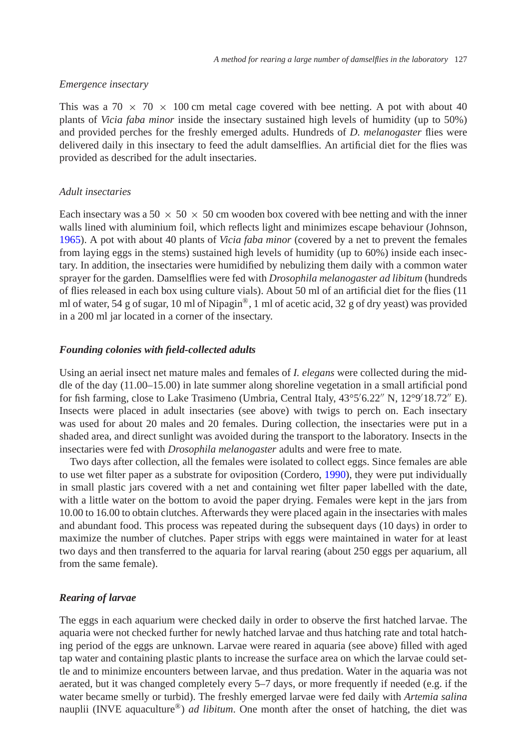### *Emergence insectary*

This was a 70 × 70 × 100 cm metal cage covered with bee netting. A pot with about 40 plants of *Vicia faba minor* inside the insectary sustained high levels of humidity (up to 50%) and provided perches for the freshly emerged adults. Hundreds of *D. melanogaster* flies were delivered daily in this insectary to feed the adult damselflies. An artificial diet for the flies was provided as described for the adult insectaries.

### *Adult insectaries*

Each insectary was a 50 × 50 × 50 cm wooden box covered with bee netting and with the inner walls lined with aluminium foil, which reflects light and minimizes escape behaviour (Johnson, 1965). A pot with about 40 plants of *Vicia faba minor* (covered by a net to prevent the females from laying eggs in the stems) sustained high levels of humidity (up to 60%) inside each insectary. In addition, the insectaries were humidified by nebulizing them daily with a common water sprayer for the garden. Damselflies were fed with *Drosophila melanogaster ad libitum* (hundreds of flies released in each box using culture vials). About 50 ml of an artificial diet for the flies (11 ml of water, 54 g of sugar, 10 ml of Nipagin®, 1 ml of acetic acid, 32 g of dry yeast) was provided in a 200 ml jar located in a corner of the insectary.

## ***Founding colonies with field-collected adults***

Using an aerial insect net mature males and females of *I. elegans* were collected during the middle of the day (11.00–15.00) in late summer along shoreline vegetation in a small artificial pond for fish farming, close to Lake Trasimeno (Umbria, Central Italy, 43°5′6.22″ N, 12°9′18.72″ E). Insects were placed in adult insectaries (see above) with twigs to perch on. Each insectary was used for about 20 males and 20 females. During collection, the insectaries were put in a shaded area, and direct sunlight was avoided during the transport to the laboratory. Insects in the insectaries were fed with *Drosophila melanogaster* adults and were free to mate.

Two days after collection, all the females were isolated to collect eggs. Since females are able to use wet filter paper as a substrate for oviposition (Cordero, 1990), they were put individually in small plastic jars covered with a net and containing wet filter paper labelled with the date, with a little water on the bottom to avoid the paper drying. Females were kept in the jars from 10.00 to 16.00 to obtain clutches. Afterwards they were placed again in the insectaries with males and abundant food. This process was repeated during the subsequent days (10 days) in order to maximize the number of clutches. Paper strips with eggs were maintained in water for at least two days and then transferred to the aquaria for larval rearing (about 250 eggs per aquarium, all from the same female).

## ***Rearing of larvae***

The eggs in each aquarium were checked daily in order to observe the first hatched larvae. The aquaria were not checked further for newly hatched larvae and thus hatching rate and total hatching period of the eggs are unknown. Larvae were reared in aquaria (see above) filled with aged tap water and containing plastic plants to increase the surface area on which the larvae could settle and to minimize encounters between larvae, and thus predation. Water in the aquaria was not aerated, but it was changed completely every 5–7 days, or more frequently if needed (e.g. if the water became smelly or turbid). The freshly emerged larvae were fed daily with *Artemia salina* nauplii (INVE aquaculture®) *ad libitum*. One month after the onset of hatching, the diet was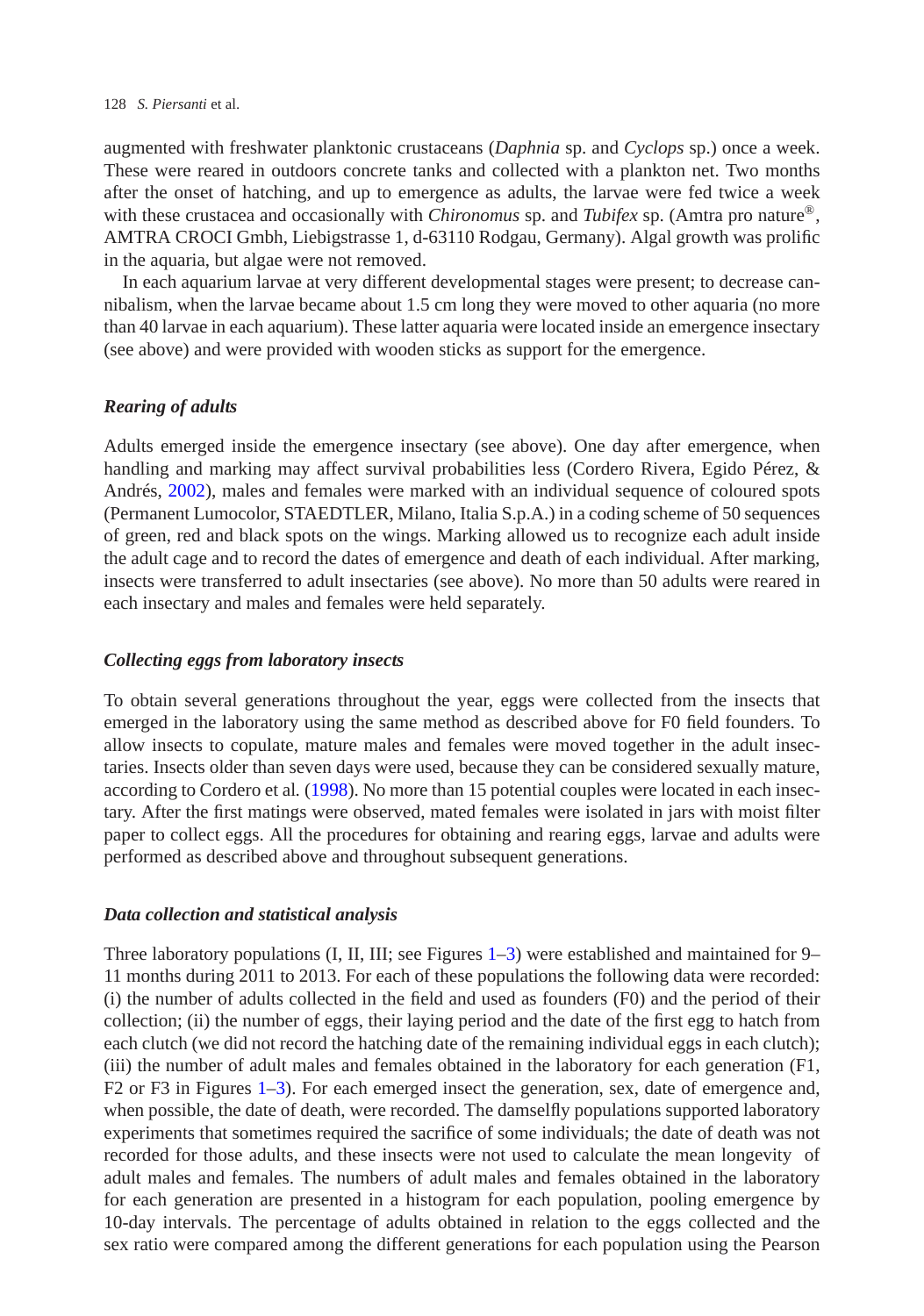augmented with freshwater planktonic crustaceans (*Daphnia* sp. and *Cyclops* sp.) once a week. These were reared in outdoors concrete tanks and collected with a plankton net. Two months after the onset of hatching, and up to emergence as adults, the larvae were fed twice a week with these crustacea and occasionally with *Chironomus* sp. and *Tubifex* sp. (Amtra pro nature®, AMTRA CROCI Gmbh, Liebigstrasse 1, d-63110 Rodgau, Germany). Algal growth was prolific in the aquaria, but algae were not removed.

In each aquarium larvae at very different developmental stages were present; to decrease cannibalism, when the larvae became about 1.5 cm long they were moved to other aquaria (no more than 40 larvae in each aquarium). These latter aquaria were located inside an emergence insectary (see above) and were provided with wooden sticks as support for the emergence.

### *Rearing of adults*

Adults emerged inside the emergence insectary (see above). One day after emergence, when handling and marking may affect survival probabilities less (Cordero Rivera, Egido Pérez, & Andrés, 2002), males and females were marked with an individual sequence of coloured spots (Permanent Lumocolor, STAEDTLER, Milano, Italia S.p.A.) in a coding scheme of 50 sequences of green, red and black spots on the wings. Marking allowed us to recognize each adult inside the adult cage and to record the dates of emergence and death of each individual. After marking, insects were transferred to adult insectaries (see above). No more than 50 adults were reared in each insectary and males and females were held separately.

### *Collecting eggs from laboratory insects*

To obtain several generations throughout the year, eggs were collected from the insects that emerged in the laboratory using the same method as described above for F0 field founders. To allow insects to copulate, mature males and females were moved together in the adult insectaries. Insects older than seven days were used, because they can be considered sexually mature, according to Cordero et al. (1998). No more than 15 potential couples were located in each insectary. After the first matings were observed, mated females were isolated in jars with moist filter paper to collect eggs. All the procedures for obtaining and rearing eggs, larvae and adults were performed as described above and throughout subsequent generations.

### *Data collection and statistical analysis*

Three laboratory populations (I, II, III; see Figures 1–3) were established and maintained for 9–11 months during 2011 to 2013. For each of these populations the following data were recorded: (i) the number of adults collected in the field and used as founders (F0) and the period of their collection; (ii) the number of eggs, their laying period and the date of the first egg to hatch from each clutch (we did not record the hatching date of the remaining individual eggs in each clutch); (iii) the number of adult males and females obtained in the laboratory for each generation (F1, F2 or F3 in Figures 1–3). For each emerged insect the generation, sex, date of emergence and, when possible, the date of death, were recorded. The damselfly populations supported laboratory experiments that sometimes required the sacrifice of some individuals; the date of death was not recorded for those adults, and these insects were not used to calculate the mean longevity of adult males and females. The numbers of adult males and females obtained in the laboratory for each generation are presented in a histogram for each population, pooling emergence by 10-day intervals. The percentage of adults obtained in relation to the eggs collected and the sex ratio were compared among the different generations for each population using the Pearson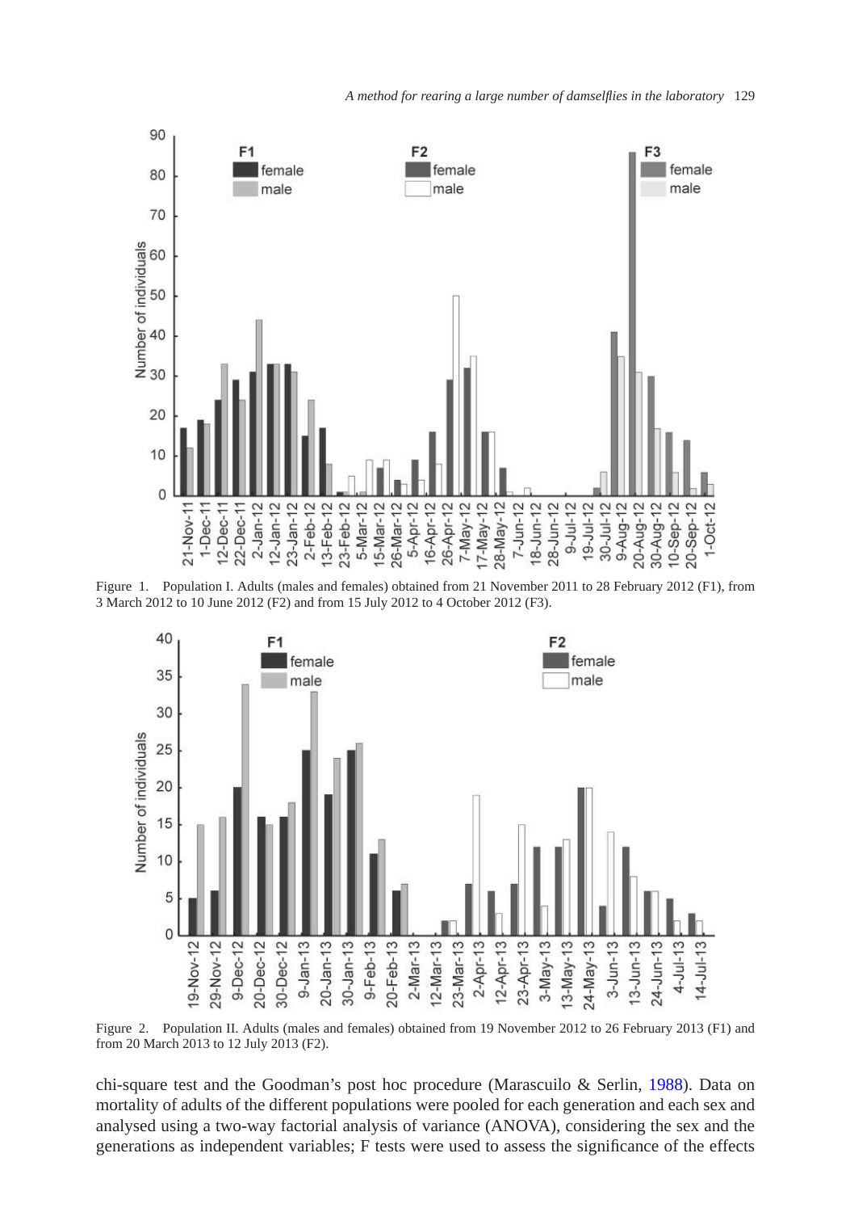Figure 1. Population I. Adults (males and females) obtained from 21 November 2011 to 28 February 2012 (F1), from 3 March 2012 to 10 June 2012 (F2) and from 15 July 2012 to 4 October 2012 (F3).

Figure 2. Population II. Adults (males and females) obtained from 19 November 2012 to 26 February 2013 (F1) and from 20 March 2013 to 12 July 2013 (F2).

chi-square test and the Goodman's post hoc procedure (Marascuilo & Serlin, 1988). Data on mortality of adults of the different populations were pooled for each generation and each sex and analysed using a two-way factorial analysis of variance (ANOVA), considering the sex and the generations as independent variables; F tests were used to assess the significance of the effects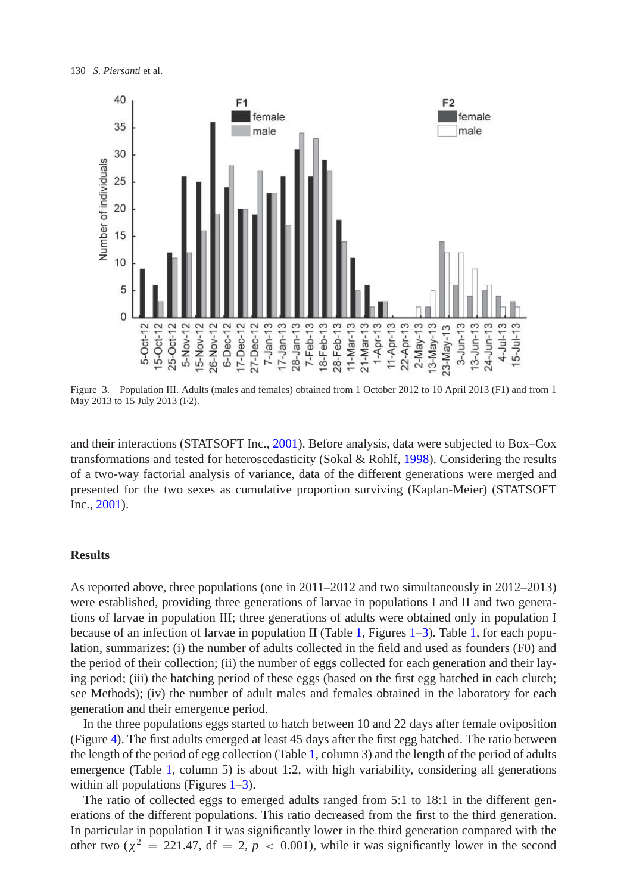Figure 3. Population III. Adults (males and females) obtained from 1 October 2012 to 10 April 2013 (F1) and from 1 May 2013 to 15 July 2013 (F2).

and their interactions (STATSOFT Inc., 2001). Before analysis, data were subjected to Box–Cox transformations and tested for heteroscedasticity (Sokal & Rohlf, 1998). Considering the results of a two-way factorial analysis of variance, data of the different generations were merged and presented for the two sexes as cumulative proportion surviving (Kaplan-Meier) (STATSOFT Inc., 2001).

## Results

As reported above, three populations (one in 2011–2012 and two simultaneously in 2012–2013) were established, providing three generations of larvae in populations I and II and two generations of larvae in population III; three generations of adults were obtained only in population I because of an infection of larvae in population II (Table 1, Figures 1–3). Table 1, for each population, summarizes: (i) the number of adults collected in the field and used as founders (F0) and the period of their collection; (ii) the number of eggs collected for each generation and their laying period; (iii) the hatching period of these eggs (based on the first egg hatched in each clutch; see Methods); (iv) the number of adult males and females obtained in the laboratory for each generation and their emergence period.

In the three populations eggs started to hatch between 10 and 22 days after female oviposition (Figure 4). The first adults emerged at least 45 days after the first egg hatched. The ratio between the length of the period of egg collection (Table 1, column 3) and the length of the period of adults emergence (Table 1, column 5) is about 1:2, with high variability, considering all generations within all populations (Figures 1–3).

The ratio of collected eggs to emerged adults ranged from 5:1 to 18:1 in the different generations of the different populations. This ratio decreased from the first to the third generation. In particular in population I it was significantly lower in the third generation compared with the other two ($\chi^2 = 221.47$, df $= 2$, $p < 0.001$), while it was significantly lower in the second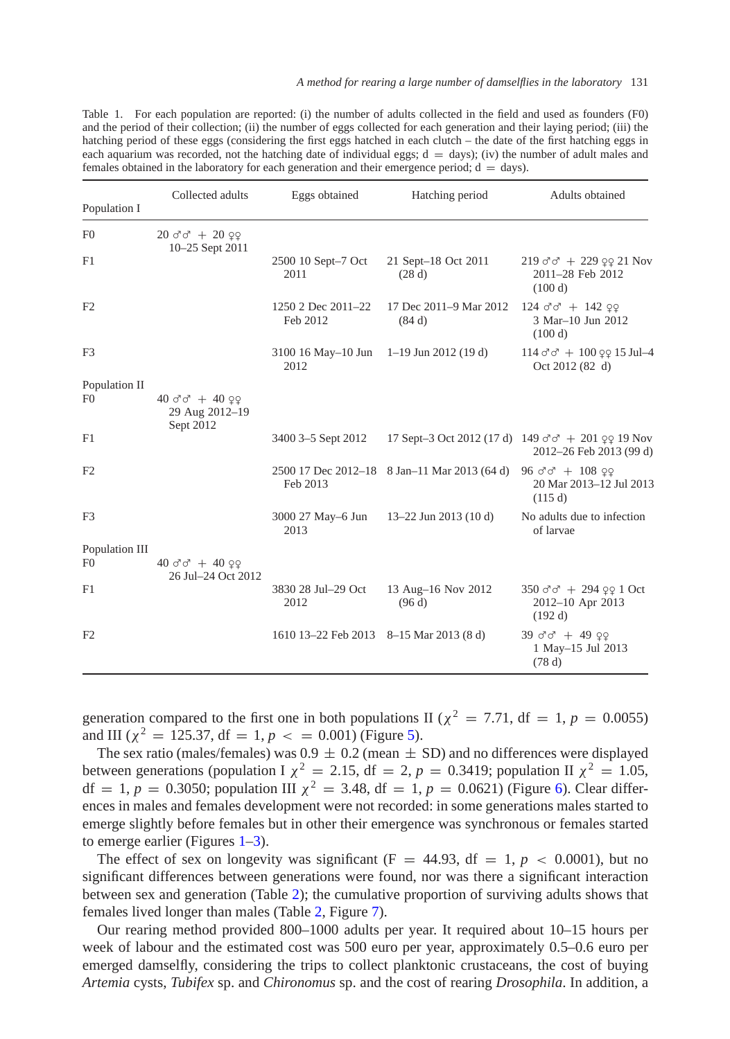Table 1. For each population are reported: (i) the number of adults collected in the field and used as founders (F0) and the period of their collection; (ii) the number of eggs collected for each generation and their laying period; (iii) the hatching period of these eggs (considering the first eggs hatched in each clutch – the date of the first hatching eggs in each aquarium was recorded, not the hatching date of individual eggs; d = days); (iv) the number of adult males and females obtained in the laboratory for each generation and their emergence period; d = days).

| Population I | Collected adults | Eggs obtained | Hatching period | Adults obtained |
|---|---|---|---|---|
| F0 | 20 ♂♂ + 20 ♀♀ 10–25 Sept 2011 | | | |
| F1 | | 2500 10 Sept–7 Oct 2011 | 21 Sept–18 Oct 2011 (28 d) | 219 ♂♂ + 229 ♀♀ 21 Nov 2011–28 Feb 2012 (100 d) |
| F2 | | 1250 2 Dec 2011–22 Feb 2012 | 17 Dec 2011–9 Mar 2012 (84 d) | 124 ♂♂ + 142 ♀♀ 3 Mar–10 Jun 2012 (100 d) |
| F3 | | 3100 16 May–10 Jun 2012 | 1–19 Jun 2012 (19 d) | 114 ♂♂ + 100 ♀♀ 15 Jul–4 Oct 2012 (82 d) |
| Population II | | | | |
| F0 | 40 ♂♂ + 40 ♀♀ 29 Aug 2012–19 Sept 2012 | | | |
| F1 | | 3400 3–5 Sept 2012 | 17 Sept–3 Oct 2012 (17 d) | 149 ♂♂ + 201 ♀♀ 19 Nov 2012–26 Feb 2013 (99 d) |
| F2 | | 2500 17 Dec 2012–18 Feb 2013 | 8 Jan–11 Mar 2013 (64 d) | 96 ♂♂ + 108 ♀♀ 20 Mar 2013–12 Jul 2013 (115 d) |
| F3 | | 3000 27 May–6 Jun 2013 | 13–22 Jun 2013 (10 d) | No adults due to infection of larvae |
| Population III | | | | |
| F0 | 40 ♂♂ + 40 ♀♀ 26 Jul–24 Oct 2012 | | | |
| F1 | | 3830 28 Jul–29 Oct 2012 | 13 Aug–16 Nov 2012 (96 d) | 350 ♂♂ + 294 ♀♀ 1 Oct 2012–10 Apr 2013 (192 d) |
| F2 | | 1610 13–22 Feb 2013 | 8–15 Mar 2013 (8 d) | 39 ♂♂ + 49 ♀♀ 1 May–15 Jul 2013 (78 d) |

generation compared to the first one in both populations II ($\chi^2 = 7.71$, df = 1, $p = 0.0055$) and III ($\chi^2 = 125.37$, df = 1, $p <= 0.001$) (Figure 5).

The sex ratio (males/females) was 0.9 ± 0.2 (mean ± SD) and no differences were displayed between generations (population I $\chi^2 = 2.15$, df = 2, $p = 0.3419$; population II $\chi^2 = 1.05$, df = 1, $p = 0.3050$; population III $\chi^2 = 3.48$, df = 1, $p = 0.0621$) (Figure 6). Clear differences in males and females development were not recorded: in some generations males started to emerge slightly before females but in other their emergence was synchronous or females started to emerge earlier (Figures 1–3).

The effect of sex on longevity was significant (F = 44.93, df = 1, $p < 0.0001$), but no significant differences between generations were found, nor was there a significant interaction between sex and generation (Table 2); the cumulative proportion of surviving adults shows that females lived longer than males (Table 2, Figure 7).

Our rearing method provided 800–1000 adults per year. It required about 10–15 hours per week of labour and the estimated cost was 500 euro per year, approximately 0.5–0.6 euro per emerged damselfly, considering the trips to collect planktonic crustaceans, the cost of buying *Artemia* cysts, *Tubifex* sp. and *Chironomus* sp. and the cost of rearing *Drosophila*. In addition, a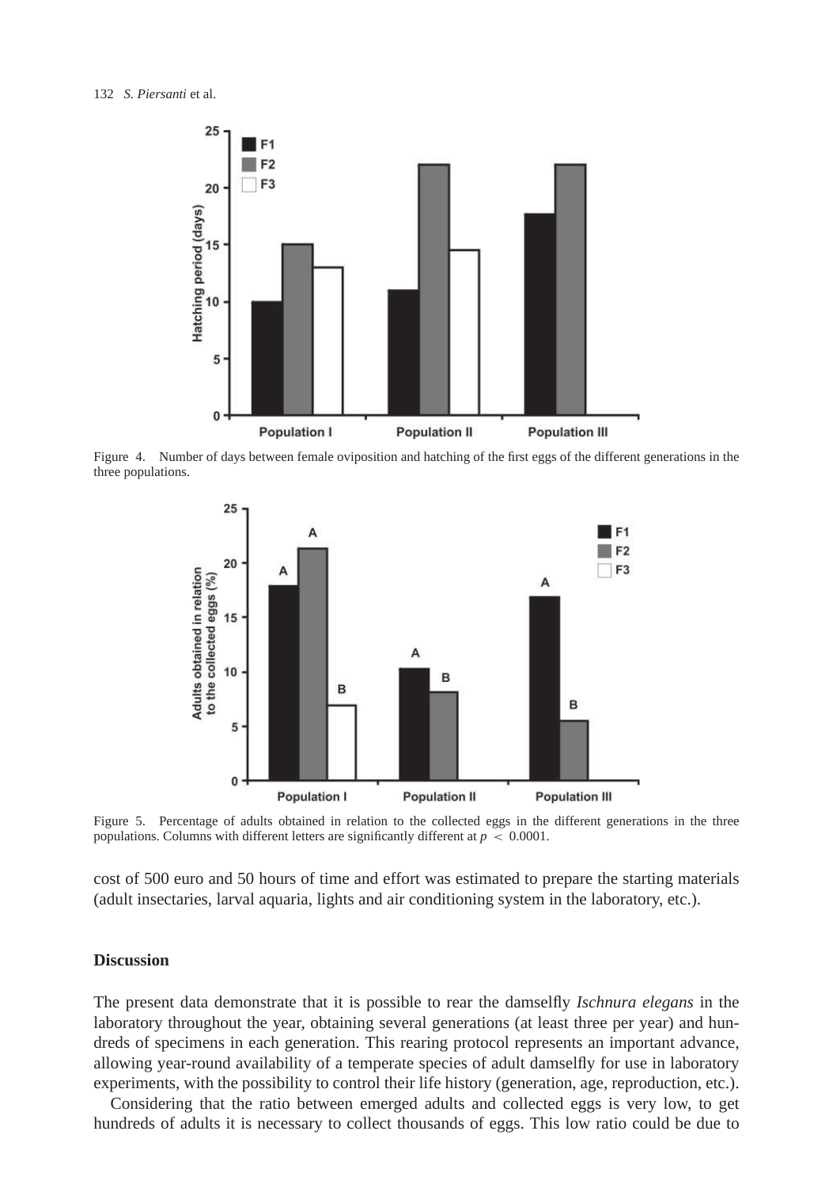Figure 4. Number of days between female oviposition and hatching of the first eggs of the different generations in the three populations.

Figure 5. Percentage of adults obtained in relation to the collected eggs in the different generations in the three populations. Columns with different letters are significantly different at $p < 0.0001$.

cost of 500 euro and 50 hours of time and effort was estimated to prepare the starting materials (adult insectaries, larval aquaria, lights and air conditioning system in the laboratory, etc.).

## Discussion

The present data demonstrate that it is possible to rear the damselfly *Ischnura elegans* in the laboratory throughout the year, obtaining several generations (at least three per year) and hundreds of specimens in each generation. This rearing protocol represents an important advance, allowing year-round availability of a temperate species of adult damselfly for use in laboratory experiments, with the possibility to control their life history (generation, age, reproduction, etc.).

Considering that the ratio between emerged adults and collected eggs is very low, to get hundreds of adults it is necessary to collect thousands of eggs. This low ratio could be due to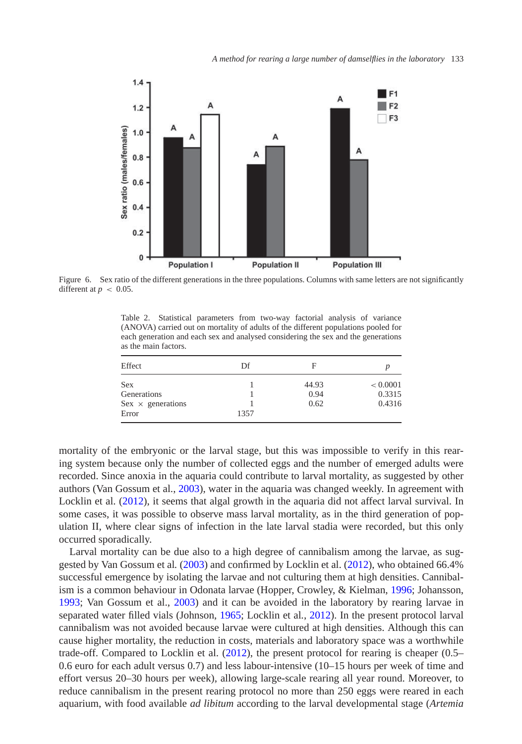Figure 6. Sex ratio of the different generations in the three populations. Columns with same letters are not significantly different at $p < 0.05$.

Table 2. Statistical parameters from two-way factorial analysis of variance (ANOVA) carried out on mortality of adults of the different populations pooled for each generation and each sex and analysed considering the sex and the generations as the main factors.

| Effect | Df | F | *p* |
|---|---|---|---|
| Sex | 1 | 44.93 | < 0.0001 |
| Generations | 1 | 0.94 | 0.3315 |
| Sex × generations | 1 | 0.62 | 0.4316 |
| Error | 1357 | | |

mortality of the embryonic or the larval stage, but this was impossible to verify in this rearing system because only the number of collected eggs and the number of emerged adults were recorded. Since anoxia in the aquaria could contribute to larval mortality, as suggested by other authors (Van Gossum et al., 2003), water in the aquaria was changed weekly. In agreement with Locklin et al. (2012), it seems that algal growth in the aquaria did not affect larval survival. In some cases, it was possible to observe mass larval mortality, as in the third generation of population II, where clear signs of infection in the late larval stadia were recorded, but this only occurred sporadically.

Larval mortality can be due also to a high degree of cannibalism among the larvae, as suggested by Van Gossum et al. (2003) and confirmed by Locklin et al. (2012), who obtained 66.4% successful emergence by isolating the larvae and not culturing them at high densities. Cannibalism is a common behaviour in Odonata larvae (Hopper, Crowley, & Kielman, 1996; Johansson, 1993; Van Gossum et al., 2003) and it can be avoided in the laboratory by rearing larvae in separated water filled vials (Johnson, 1965; Locklin et al., 2012). In the present protocol larval cannibalism was not avoided because larvae were cultured at high densities. Although this can cause higher mortality, the reduction in costs, materials and laboratory space was a worthwhile trade-off. Compared to Locklin et al. (2012), the present protocol for rearing is cheaper (0.5–0.6 euro for each adult versus 0.7) and less labour-intensive (10–15 hours per week of time and effort versus 20–30 hours per week), allowing large-scale rearing all year round. Moreover, to reduce cannibalism in the present rearing protocol no more than 250 eggs were reared in each aquarium, with food available *ad libitum* according to the larval developmental stage (*Artemia*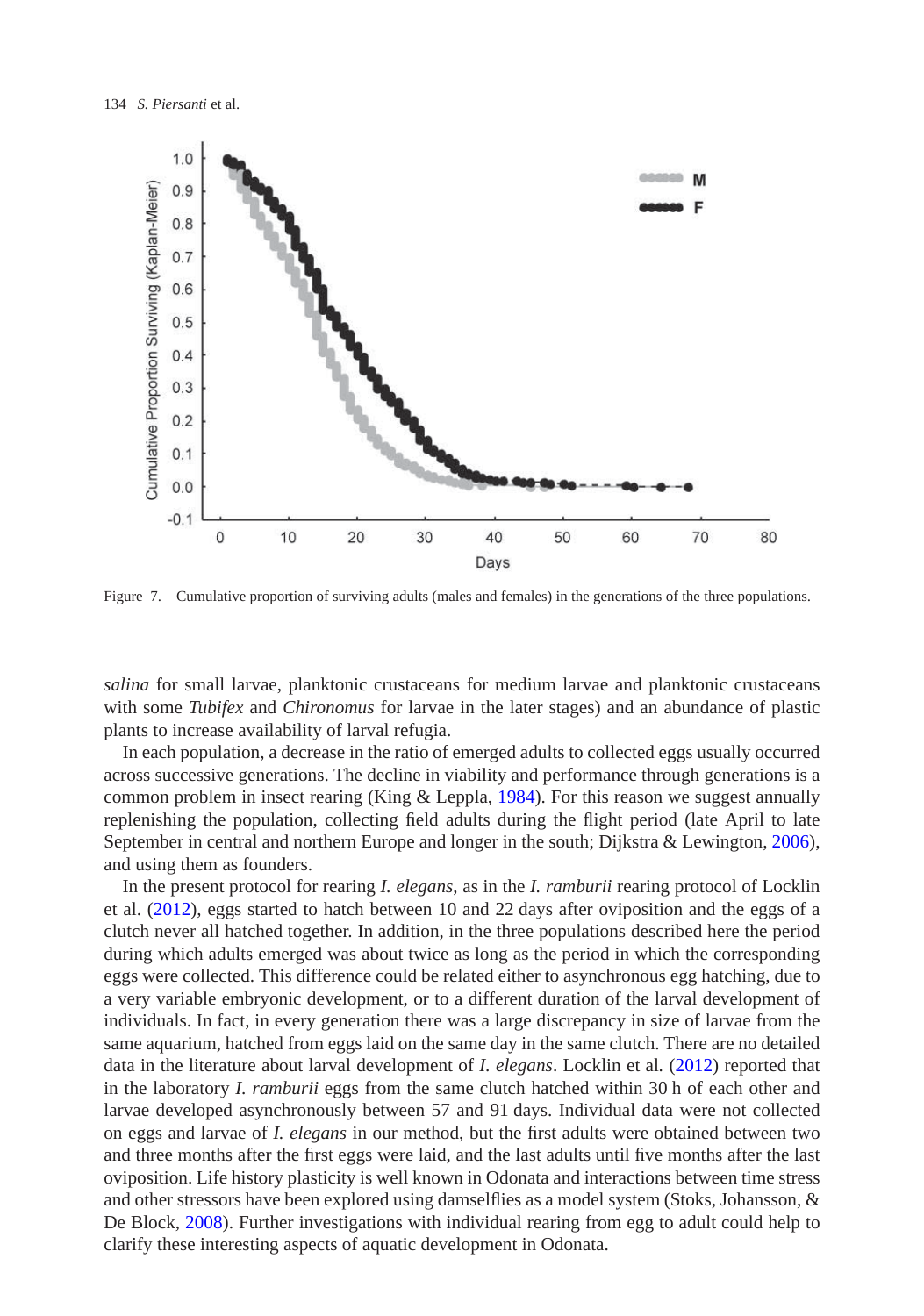Figure 7. Cumulative proportion of surviving adults (males and females) in the generations of the three populations.

*salina* for small larvae, planktonic crustaceans for medium larvae and planktonic crustaceans with some *Tubifex* and *Chironomus* for larvae in the later stages) and an abundance of plastic plants to increase availability of larval refugia.

In each population, a decrease in the ratio of emerged adults to collected eggs usually occurred across successive generations. The decline in viability and performance through generations is a common problem in insect rearing (King & Leppla, 1984). For this reason we suggest annually replenishing the population, collecting field adults during the flight period (late April to late September in central and northern Europe and longer in the south; Dijkstra & Lewington, 2006), and using them as founders.

In the present protocol for rearing *I. elegans*, as in the *I. ramburii* rearing protocol of Locklin et al. (2012), eggs started to hatch between 10 and 22 days after oviposition and the eggs of a clutch never all hatched together. In addition, in the three populations described here the period during which adults emerged was about twice as long as the period in which the corresponding eggs were collected. This difference could be related either to asynchronous egg hatching, due to a very variable embryonic development, or to a different duration of the larval development of individuals. In fact, in every generation there was a large discrepancy in size of larvae from the same aquarium, hatched from eggs laid on the same day in the same clutch. There are no detailed data in the literature about larval development of *I. elegans*. Locklin et al. (2012) reported that in the laboratory *I. ramburii* eggs from the same clutch hatched within 30 h of each other and larvae developed asynchronously between 57 and 91 days. Individual data were not collected on eggs and larvae of *I. elegans* in our method, but the first adults were obtained between two and three months after the first eggs were laid, and the last adults until five months after the last oviposition. Life history plasticity is well known in Odonata and interactions between time stress and other stressors have been explored using damselflies as a model system (Stoks, Johansson, & De Block, 2008). Further investigations with individual rearing from egg to adult could help to clarify these interesting aspects of aquatic development in Odonata.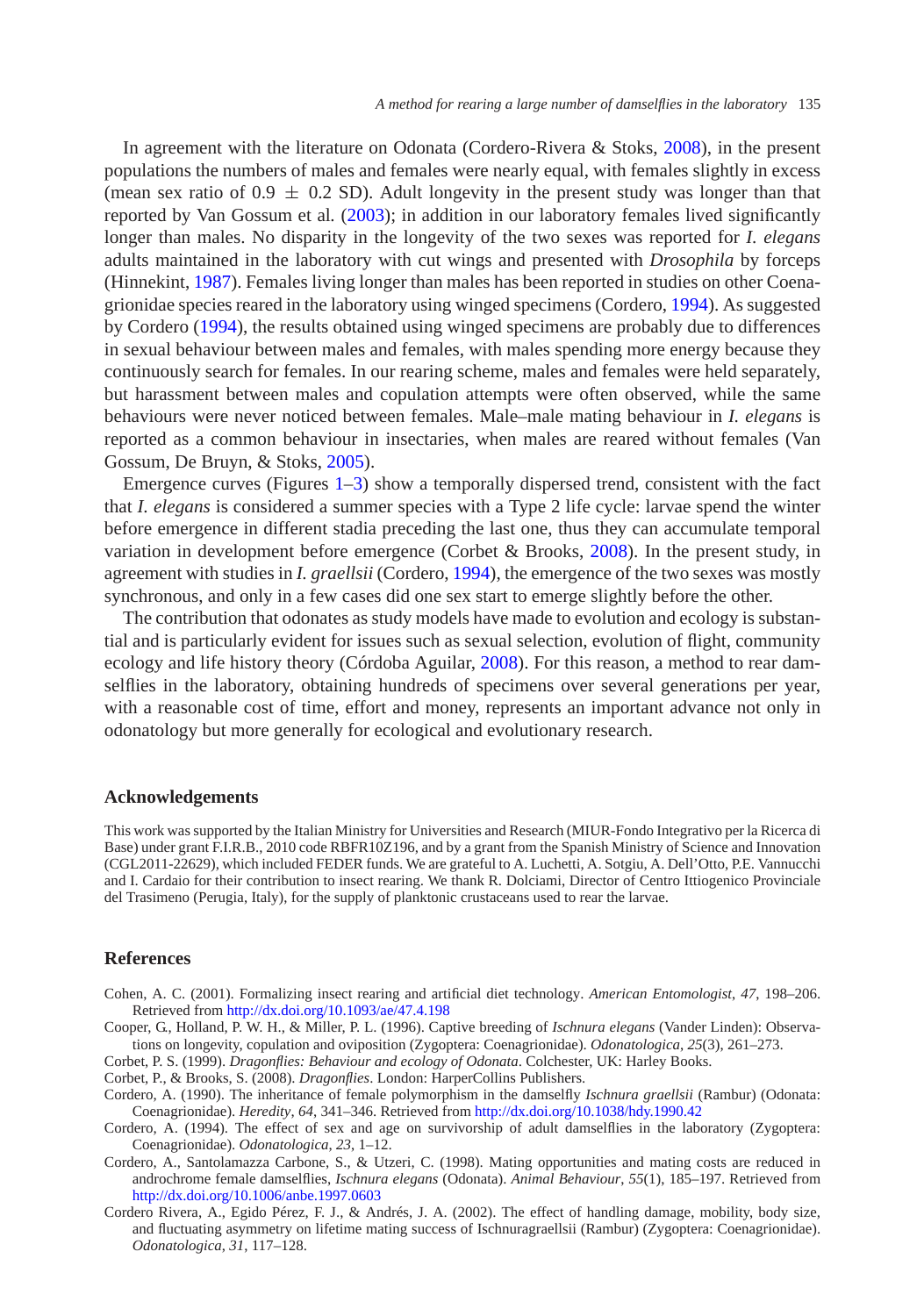In agreement with the literature on Odonata (Cordero-Rivera & Stoks, 2008), in the present populations the numbers of males and females were nearly equal, with females slightly in excess (mean sex ratio of 0.9 $\pm$ 0.2 SD). Adult longevity in the present study was longer than that reported by Van Gossum et al. (2003); in addition in our laboratory females lived significantly longer than males. No disparity in the longevity of the two sexes was reported for *I. elegans* adults maintained in the laboratory with cut wings and presented with *Drosophila* by forceps (Hinnekint, 1987). Females living longer than males has been reported in studies on other Coenagrionidae species reared in the laboratory using winged specimens (Cordero, 1994). As suggested by Cordero (1994), the results obtained using winged specimens are probably due to differences in sexual behaviour between males and females, with males spending more energy because they continuously search for females. In our rearing scheme, males and females were held separately, but harassment between males and copulation attempts were often observed, while the same behaviours were never noticed between females. Male–male mating behaviour in *I. elegans* is reported as a common behaviour in insectaries, when males are reared without females (Van Gossum, De Bruyn, & Stoks, 2005).

Emergence curves (Figures 1–3) show a temporally dispersed trend, consistent with the fact that *I. elegans* is considered a summer species with a Type 2 life cycle: larvae spend the winter before emergence in different stadia preceding the last one, thus they can accumulate temporal variation in development before emergence (Corbet & Brooks, 2008). In the present study, in agreement with studies in *I. graellsii* (Cordero, 1994), the emergence of the two sexes was mostly synchronous, and only in a few cases did one sex start to emerge slightly before the other.

The contribution that odonates as study models have made to evolution and ecology is substantial and is particularly evident for issues such as sexual selection, evolution of flight, community ecology and life history theory (Córdoba Aguilar, 2008). For this reason, a method to rear damselflies in the laboratory, obtaining hundreds of specimens over several generations per year, with a reasonable cost of time, effort and money, represents an important advance not only in odonatology but more generally for ecological and evolutionary research.

## Acknowledgements

This work was supported by the Italian Ministry for Universities and Research (MIUR-Fondo Integrativo per la Ricerca di Base) under grant F.I.R.B., 2010 code RBFR10Z196, and by a grant from the Spanish Ministry of Science and Innovation (CGL2011-22629), which included FEDER funds. We are grateful to A. Luchetti, A. Sotgiu, A. Dell'Otto, P.E. Vannucchi and I. Cardaio for their contribution to insect rearing. We thank R. Dolciami, Director of Centro Ittiogenico Provinciale del Trasimeno (Perugia, Italy), for the supply of planktonic crustaceans used to rear the larvae.

## References

Cohen, A. C. (2001). Formalizing insect rearing and artificial diet technology. *American Entomologist*, *47*, 198–206. Retrieved from http://dx.doi.org/10.1093/ae/47.4.198

Cooper, G., Holland, P. W. H., & Miller, P. L. (1996). Captive breeding of *Ischnura elegans* (Vander Linden): Observations on longevity, copulation and oviposition (Zygoptera: Coenagrionidae). *Odonatologica*, *25*(3), 261–273.

Corbet, P. S. (1999). *Dragonflies: Behaviour and ecology of Odonata*. Colchester, UK: Harley Books.

Corbet, P., & Brooks, S. (2008). *Dragonflies*. London: HarperCollins Publishers.

Cordero, A. (1990). The inheritance of female polymorphism in the damselfly *Ischnura graellsii* (Rambur) (Odonata: Coenagrionidae). *Heredity*, *64*, 341–346. Retrieved from http://dx.doi.org/10.1038/hdy.1990.42

Cordero, A. (1994). The effect of sex and age on survivorship of adult damselflies in the laboratory (Zygoptera: Coenagrionidae). *Odonatologica*, *23*, 1–12.

Cordero, A., Santolamazza Carbone, S., & Utzeri, C. (1998). Mating opportunities and mating costs are reduced in androchrome female damselflies, *Ischnura elegans* (Odonata). *Animal Behaviour*, *55*(1), 185–197. Retrieved from http://dx.doi.org/10.1006/anbe.1997.0603

Cordero Rivera, A., Egido Pérez, F. J., & Andrés, J. A. (2002). The effect of handling damage, mobility, body size, and fluctuating asymmetry on lifetime mating success of Ischnuragraellsii (Rambur) (Zygoptera: Coenagrionidae). *Odonatologica*, *31*, 117–128.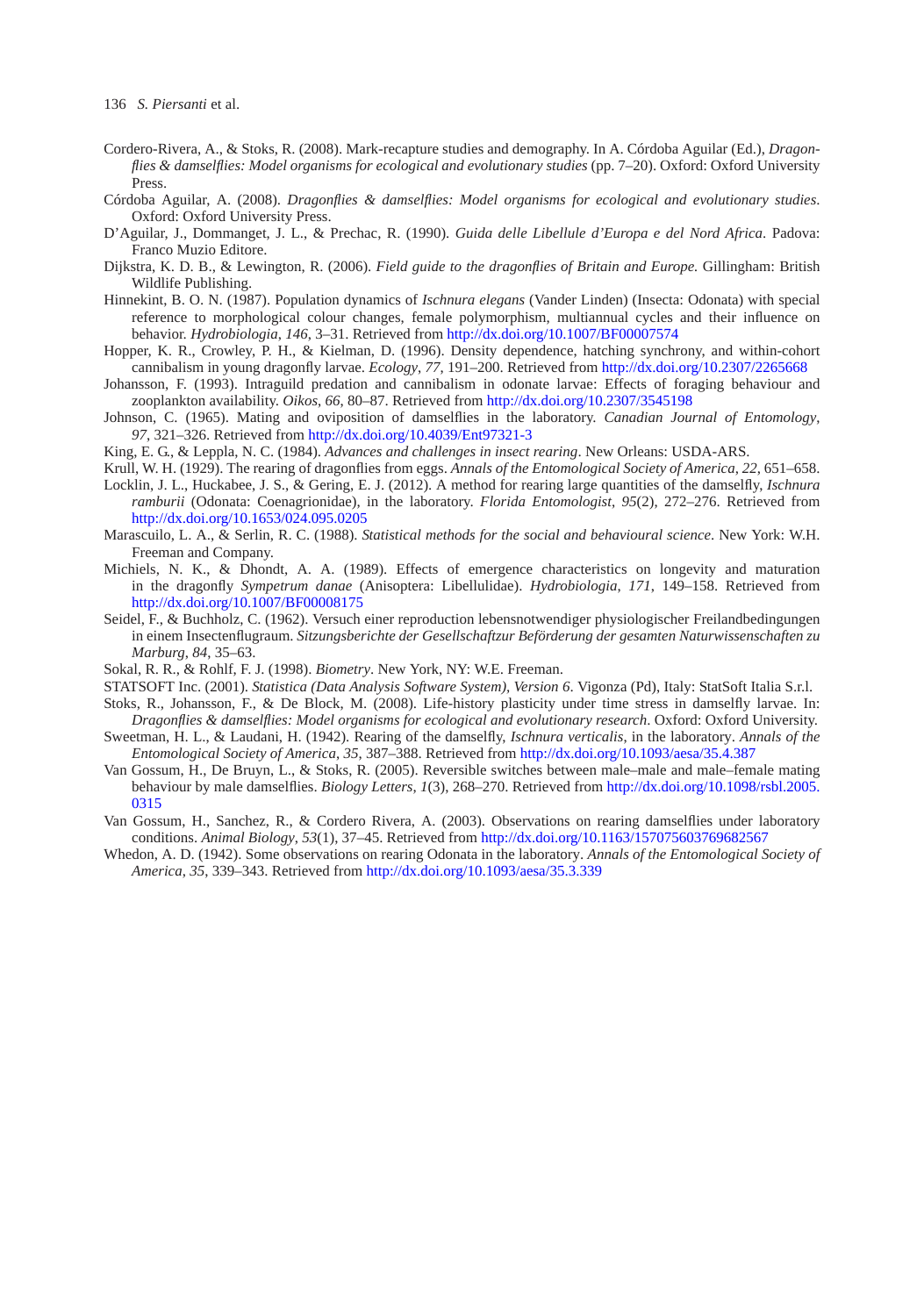Cordero-Rivera, A., & Stoks, R. (2008). Mark-recapture studies and demography. In A. Córdoba Aguilar (Ed.), *Dragonflies & damselflies: Model organisms for ecological and evolutionary studies* (pp. 7–20). Oxford: Oxford University Press.

Córdoba Aguilar, A. (2008). *Dragonflies & damselflies: Model organisms for ecological and evolutionary studies*. Oxford: Oxford University Press.

D'Aguilar, J., Dommanget, J. L., & Prechac, R. (1990). *Guida delle Libellule d'Europa e del Nord Africa*. Padova: Franco Muzio Editore.

Dijkstra, K. D. B., & Lewington, R. (2006). *Field guide to the dragonflies of Britain and Europe*. Gillingham: British Wildlife Publishing.

Hinnekint, B. O. N. (1987). Population dynamics of *Ischnura elegans* (Vander Linden) (Insecta: Odonata) with special reference to morphological colour changes, female polymorphism, multiannual cycles and their influence on behavior. *Hydrobiologia*, *146*, 3–31. Retrieved from http://dx.doi.org/10.1007/BF00007574

Hopper, K. R., Crowley, P. H., & Kielman, D. (1996). Density dependence, hatching synchrony, and within-cohort cannibalism in young dragonfly larvae. *Ecology*, *77*, 191–200. Retrieved from http://dx.doi.org/10.2307/2265668

Johansson, F. (1993). Intraguild predation and cannibalism in odonate larvae: Effects of foraging behaviour and zooplankton availability. *Oikos*, *66*, 80–87. Retrieved from http://dx.doi.org/10.2307/3545198

Johnson, C. (1965). Mating and oviposition of damselflies in the laboratory. *Canadian Journal of Entomology*, *97*, 321–326. Retrieved from http://dx.doi.org/10.4039/Ent97321-3

King, E. G., & Leppla, N. C. (1984). *Advances and challenges in insect rearing*. New Orleans: USDA-ARS.

Krull, W. H. (1929). The rearing of dragonflies from eggs. *Annals of the Entomological Society of America*, *22*, 651–658.

Locklin, J. L., Huckabee, J. S., & Gering, E. J. (2012). A method for rearing large quantities of the damselfly, *Ischnura ramburii* (Odonata: Coenagrionidae), in the laboratory. *Florida Entomologist*, *95*(2), 272–276. Retrieved from http://dx.doi.org/10.1653/024.095.0205

Marascuilo, L. A., & Serlin, R. C. (1988). *Statistical methods for the social and behavioural science*. New York: W.H. Freeman and Company.

Michiels, N. K., & Dhondt, A. A. (1989). Effects of emergence characteristics on longevity and maturation in the dragonfly *Sympetrum danae* (Anisoptera: Libellulidae). *Hydrobiologia*, *171*, 149–158. Retrieved from http://dx.doi.org/10.1007/BF00008175

Seidel, F., & Buchholz, C. (1962). Versuch einer reproduction lebensnotwendiger physiologischer Freilandbedingungen in einem Insectenflugraum. *Sitzungsberichte der Gesellschaftzur Beförderung der gesamten Naturwissenschaften zu Marburg*, *84*, 35–63.

Sokal, R. R., & Rohlf, F. J. (1998). *Biometry*. New York, NY: W.E. Freeman.

STATSOFT Inc. (2001). *Statistica (Data Analysis Software System), Version 6*. Vigonza (Pd), Italy: StatSoft Italia S.r.l.

Stoks, R., Johansson, F., & De Block, M. (2008). Life-history plasticity under time stress in damselfly larvae. In: *Dragonflies & damselflies: Model organisms for ecological and evolutionary research*. Oxford: Oxford University.

Sweetman, H. L., & Laudani, H. (1942). Rearing of the damselfly, *Ischnura verticalis*, in the laboratory. *Annals of the Entomological Society of America*, *35*, 387–388. Retrieved from http://dx.doi.org/10.1093/aesa/35.4.387

Van Gossum, H., De Bruyn, L., & Stoks, R. (2005). Reversible switches between male–male and male–female mating behaviour by male damselflies. *Biology Letters*, *1*(3), 268–270. Retrieved from http://dx.doi.org/10.1098/rsbl.2005.0315

Van Gossum, H., Sanchez, R., & Cordero Rivera, A. (2003). Observations on rearing damselflies under laboratory conditions. *Animal Biology*, *53*(1), 37–45. Retrieved from http://dx.doi.org/10.1163/157075603769682567

Whedon, A. D. (1942). Some observations on rearing Odonata in the laboratory. *Annals of the Entomological Society of America*, *35*, 339–343. Retrieved from http://dx.doi.org/10.1093/aesa/35.3.339